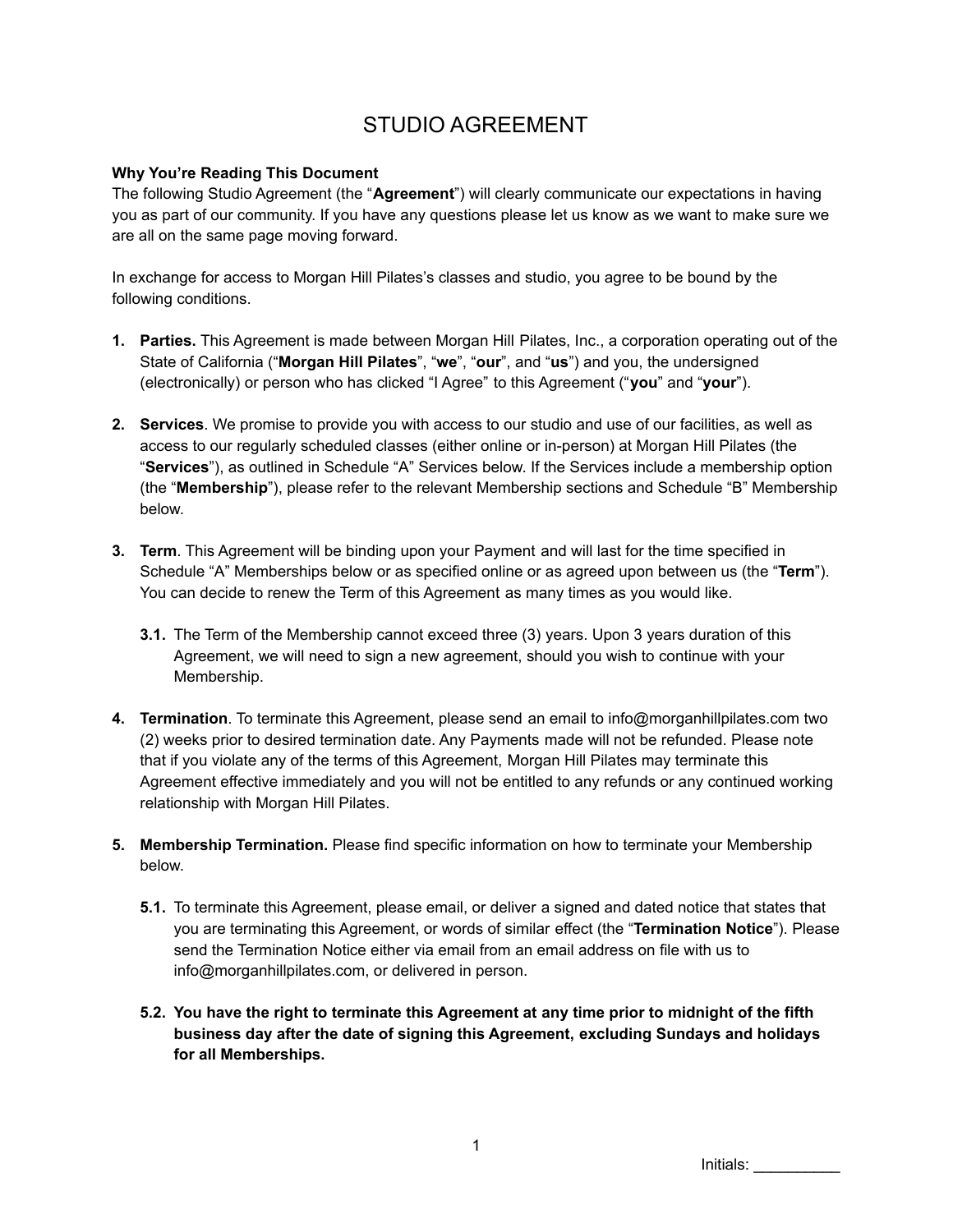# STUDIO AGREEMENT

**Why You're Reading This Document**
The following Studio Agreement (the "**Agreement**") will clearly communicate our expectations in having you as part of our community. If you have any questions please let us know as we want to make sure we are all on the same page moving forward.

In exchange for access to Morgan Hill Pilates's classes and studio, you agree to be bound by the following conditions.

1. **Parties.** This Agreement is made between Morgan Hill Pilates, Inc., a corporation operating out of the State of California ("**Morgan Hill Pilates**", "**we**", "**our**", and "**us**") and you, the undersigned (electronically) or person who has clicked "I Agree" to this Agreement ("**you**" and "**your**").

2. **Services**. We promise to provide you with access to our studio and use of our facilities, as well as access to our regularly scheduled classes (either online or in-person) at Morgan Hill Pilates (the "**Services**"), as outlined in Schedule "A" Services below. If the Services include a membership option (the "**Membership**"), please refer to the relevant Membership sections and Schedule "B" Membership below.

3. **Term**. This Agreement will be binding upon your Payment and will last for the time specified in Schedule "A" Memberships below or as specified online or as agreed upon between us (the "**Term**"). You can decide to renew the Term of this Agreement as many times as you would like.

   **3.1.** The Term of the Membership cannot exceed three (3) years. Upon 3 years duration of this Agreement, we will need to sign a new agreement, should you wish to continue with your Membership.

4. **Termination**. To terminate this Agreement, please send an email to info@morganhillpilates.com two (2) weeks prior to desired termination date. Any Payments made will not be refunded. Please note that if you violate any of the terms of this Agreement, Morgan Hill Pilates may terminate this Agreement effective immediately and you will not be entitled to any refunds or any continued working relationship with Morgan Hill Pilates.

5. **Membership Termination.** Please find specific information on how to terminate your Membership below.

   **5.1.** To terminate this Agreement, please email, or deliver a signed and dated notice that states that you are terminating this Agreement, or words of similar effect (the "**Termination Notice**"). Please send the Termination Notice either via email from an email address on file with us to info@morganhillpilates.com, or delivered in person.

   **5.2. You have the right to terminate this Agreement at any time prior to midnight of the fifth business day after the date of signing this Agreement, excluding Sundays and holidays for all Memberships.**

Initials: __________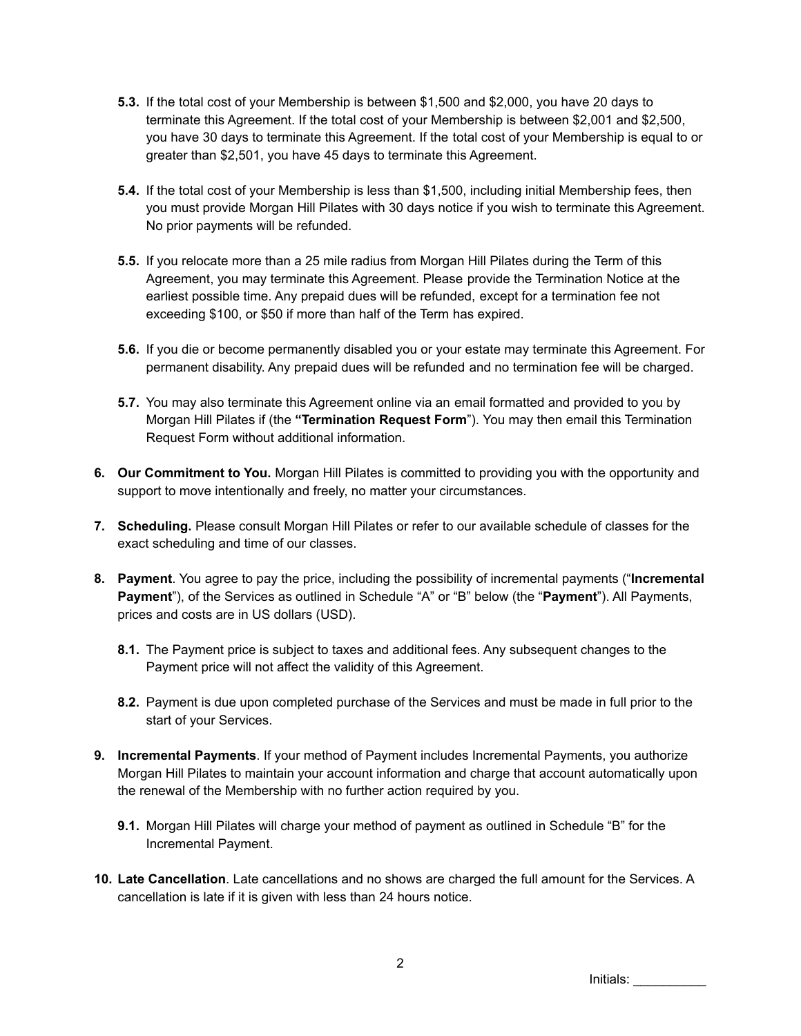- **5.3.** If the total cost of your Membership is between $1,500 and $2,000, you have 20 days to terminate this Agreement. If the total cost of your Membership is between $2,001 and $2,500, you have 30 days to terminate this Agreement. If the total cost of your Membership is equal to or greater than $2,501, you have 45 days to terminate this Agreement.

- **5.4.** If the total cost of your Membership is less than $1,500, including initial Membership fees, then you must provide Morgan Hill Pilates with 30 days notice if you wish to terminate this Agreement. No prior payments will be refunded.

- **5.5.** If you relocate more than a 25 mile radius from Morgan Hill Pilates during the Term of this Agreement, you may terminate this Agreement. Please provide the Termination Notice at the earliest possible time. Any prepaid dues will be refunded, except for a termination fee not exceeding $100, or $50 if more than half of the Term has expired.

- **5.6.** If you die or become permanently disabled you or your estate may terminate this Agreement. For permanent disability. Any prepaid dues will be refunded and no termination fee will be charged.

- **5.7.** You may also terminate this Agreement online via an email formatted and provided to you by Morgan Hill Pilates if (the **"Termination Request Form**"). You may then email this Termination Request Form without additional information.

**6. Our Commitment to You.** Morgan Hill Pilates is committed to providing you with the opportunity and support to move intentionally and freely, no matter your circumstances.

**7. Scheduling.** Please consult Morgan Hill Pilates or refer to our available schedule of classes for the exact scheduling and time of our classes.

**8. Payment**. You agree to pay the price, including the possibility of incremental payments ("**Incremental Payment**"), of the Services as outlined in Schedule "A" or "B" below (the "**Payment**"). All Payments, prices and costs are in US dollars (USD).

- **8.1.** The Payment price is subject to taxes and additional fees. Any subsequent changes to the Payment price will not affect the validity of this Agreement.

- **8.2.** Payment is due upon completed purchase of the Services and must be made in full prior to the start of your Services.

**9. Incremental Payments**. If your method of Payment includes Incremental Payments, you authorize Morgan Hill Pilates to maintain your account information and charge that account automatically upon the renewal of the Membership with no further action required by you.

- **9.1.** Morgan Hill Pilates will charge your method of payment as outlined in Schedule "B" for the Incremental Payment.

**10. Late Cancellation**. Late cancellations and no shows are charged the full amount for the Services. A cancellation is late if it is given with less than 24 hours notice.

Initials: __________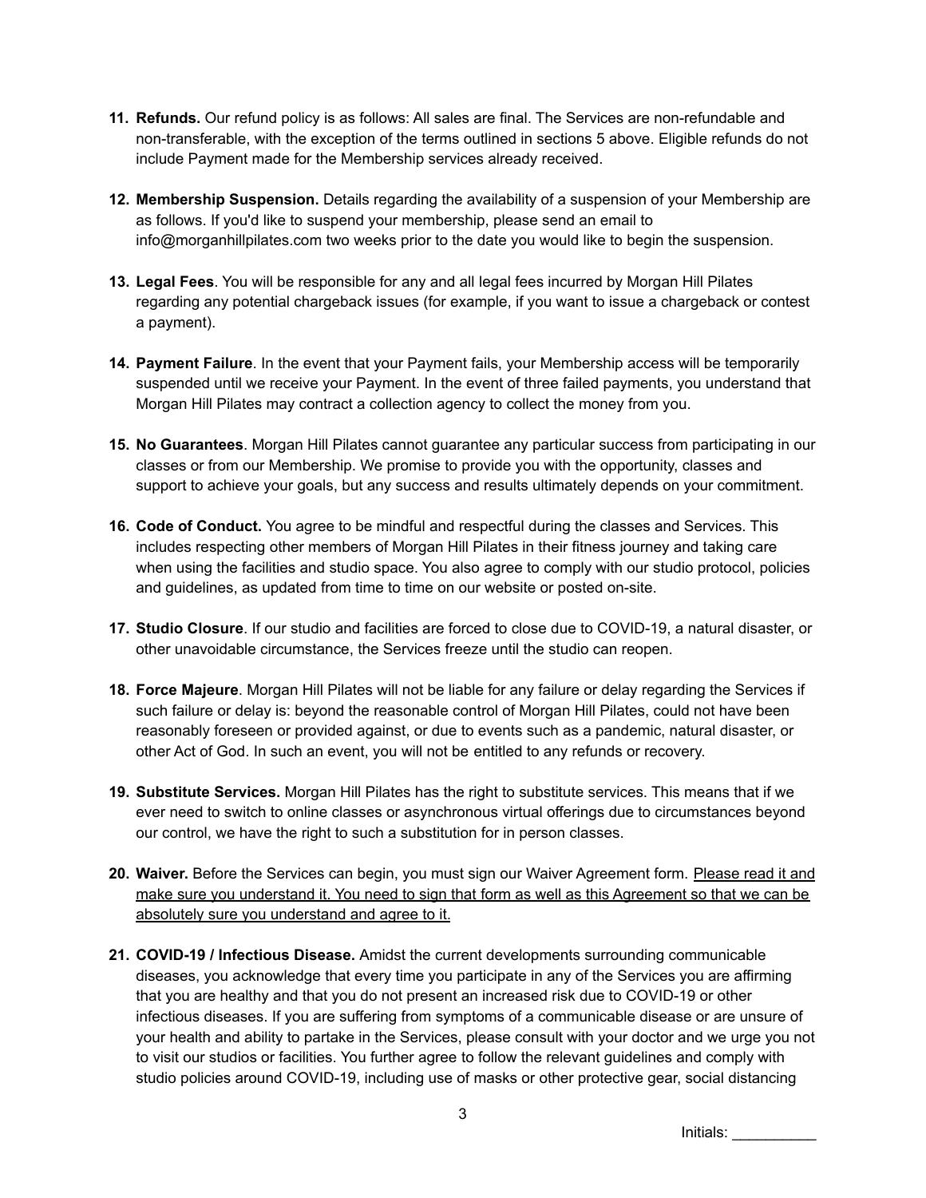11. **Refunds.** Our refund policy is as follows: All sales are final. The Services are non-refundable and non-transferable, with the exception of the terms outlined in sections 5 above. Eligible refunds do not include Payment made for the Membership services already received.

12. **Membership Suspension.** Details regarding the availability of a suspension of your Membership are as follows. If you'd like to suspend your membership, please send an email to info@morganhillpilates.com two weeks prior to the date you would like to begin the suspension.

13. **Legal Fees**. You will be responsible for any and all legal fees incurred by Morgan Hill Pilates regarding any potential chargeback issues (for example, if you want to issue a chargeback or contest a payment).

14. **Payment Failure**. In the event that your Payment fails, your Membership access will be temporarily suspended until we receive your Payment. In the event of three failed payments, you understand that Morgan Hill Pilates may contract a collection agency to collect the money from you.

15. **No Guarantees**. Morgan Hill Pilates cannot guarantee any particular success from participating in our classes or from our Membership. We promise to provide you with the opportunity, classes and support to achieve your goals, but any success and results ultimately depends on your commitment.

16. **Code of Conduct.** You agree to be mindful and respectful during the classes and Services. This includes respecting other members of Morgan Hill Pilates in their fitness journey and taking care when using the facilities and studio space. You also agree to comply with our studio protocol, policies and guidelines, as updated from time to time on our website or posted on-site.

17. **Studio Closure**. If our studio and facilities are forced to close due to COVID-19, a natural disaster, or other unavoidable circumstance, the Services freeze until the studio can reopen.

18. **Force Majeure**. Morgan Hill Pilates will not be liable for any failure or delay regarding the Services if such failure or delay is: beyond the reasonable control of Morgan Hill Pilates, could not have been reasonably foreseen or provided against, or due to events such as a pandemic, natural disaster, or other Act of God. In such an event, you will not be entitled to any refunds or recovery.

19. **Substitute Services.** Morgan Hill Pilates has the right to substitute services. This means that if we ever need to switch to online classes or asynchronous virtual offerings due to circumstances beyond our control, we have the right to such a substitution for in person classes.

20. **Waiver.** Before the Services can begin, you must sign our Waiver Agreement form. <u>Please read it and make sure you understand it. You need to sign that form as well as this Agreement so that we can be absolutely sure you understand and agree to it.</u>

21. **COVID-19 / Infectious Disease.** Amidst the current developments surrounding communicable diseases, you acknowledge that every time you participate in any of the Services you are affirming that you are healthy and that you do not present an increased risk due to COVID-19 or other infectious diseases. If you are suffering from symptoms of a communicable disease or are unsure of your health and ability to partake in the Services, please consult with your doctor and we urge you not to visit our studios or facilities. You further agree to follow the relevant guidelines and comply with studio policies around COVID-19, including use of masks or other protective gear, social distancing

Initials: __________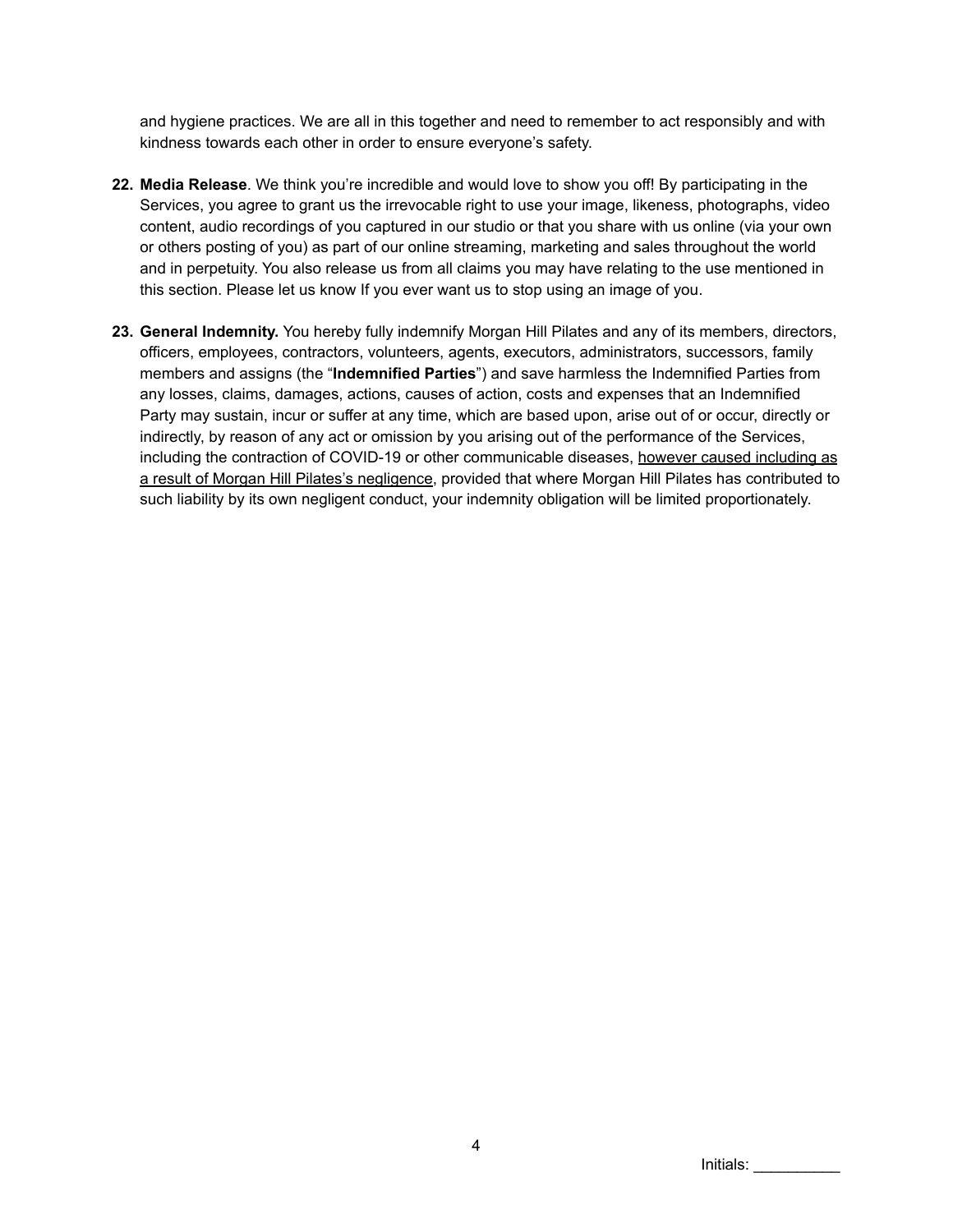and hygiene practices. We are all in this together and need to remember to act responsibly and with kindness towards each other in order to ensure everyone's safety.

22. **Media Release**. We think you're incredible and would love to show you off! By participating in the Services, you agree to grant us the irrevocable right to use your image, likeness, photographs, video content, audio recordings of you captured in our studio or that you share with us online (via your own or others posting of you) as part of our online streaming, marketing and sales throughout the world and in perpetuity. You also release us from all claims you may have relating to the use mentioned in this section. Please let us know If you ever want us to stop using an image of you.

23. **General Indemnity.** You hereby fully indemnify Morgan Hill Pilates and any of its members, directors, officers, employees, contractors, volunteers, agents, executors, administrators, successors, family members and assigns (the "**Indemnified Parties**") and save harmless the Indemnified Parties from any losses, claims, damages, actions, causes of action, costs and expenses that an Indemnified Party may sustain, incur or suffer at any time, which are based upon, arise out of or occur, directly or indirectly, by reason of any act or omission by you arising out of the performance of the Services, including the contraction of COVID-19 or other communicable diseases, <u>however caused including as a result of Morgan Hill Pilates's negligence</u>, provided that where Morgan Hill Pilates has contributed to such liability by its own negligent conduct, your indemnity obligation will be limited proportionately.

Initials: __________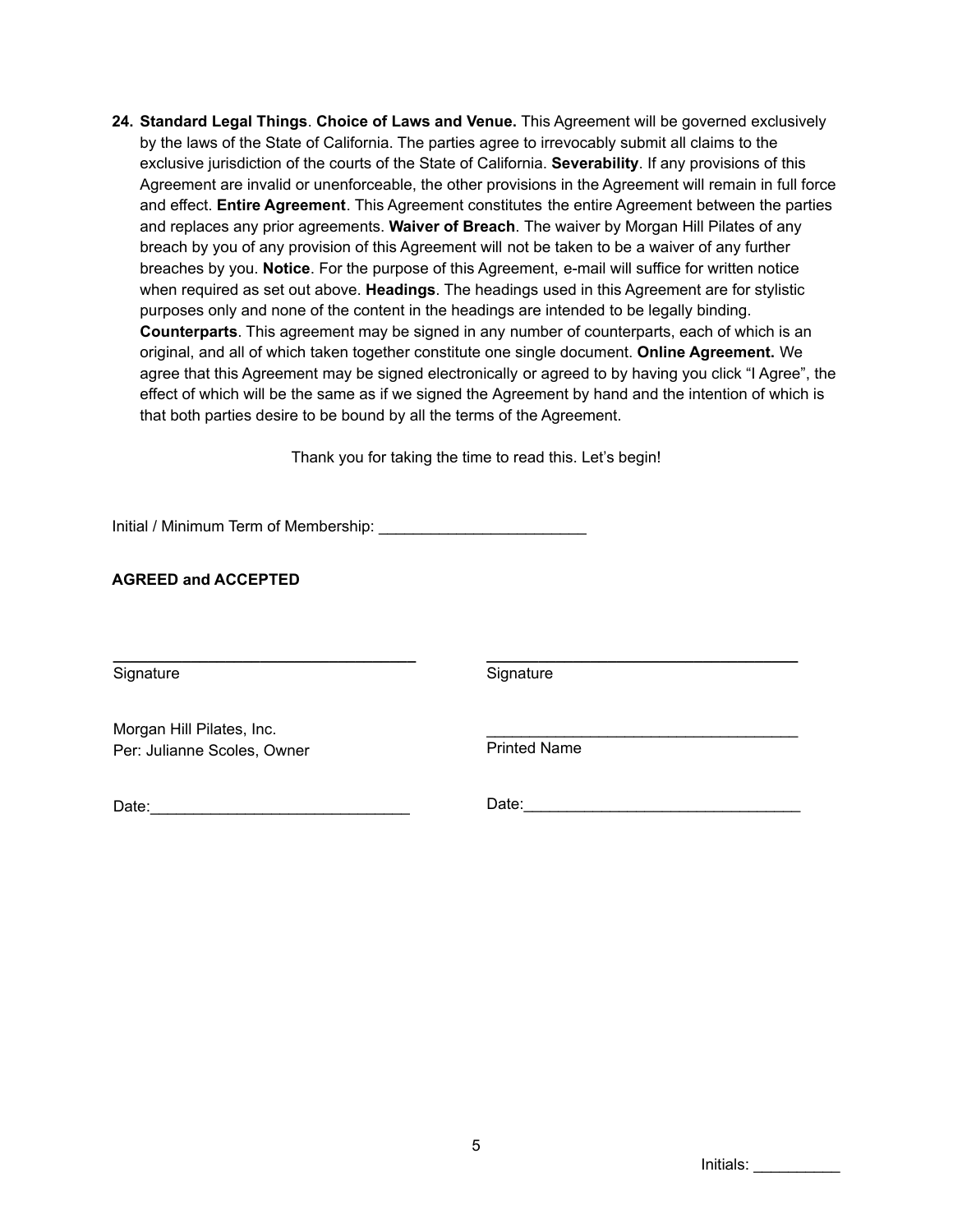24. **Standard Legal Things**. **Choice of Laws and Venue.** This Agreement will be governed exclusively by the laws of the State of California. The parties agree to irrevocably submit all claims to the exclusive jurisdiction of the courts of the State of California. **Severability**. If any provisions of this Agreement are invalid or unenforceable, the other provisions in the Agreement will remain in full force and effect. **Entire Agreement**. This Agreement constitutes the entire Agreement between the parties and replaces any prior agreements. **Waiver of Breach**. The waiver by Morgan Hill Pilates of any breach by you of any provision of this Agreement will not be taken to be a waiver of any further breaches by you. **Notice**. For the purpose of this Agreement, e-mail will suffice for written notice when required as set out above. **Headings**. The headings used in this Agreement are for stylistic purposes only and none of the content in the headings are intended to be legally binding. **Counterparts**. This agreement may be signed in any number of counterparts, each of which is an original, and all of which taken together constitute one single document. **Online Agreement.** We agree that this Agreement may be signed electronically or agreed to by having you click "I Agree", the effect of which will be the same as if we signed the Agreement by hand and the intention of which is that both parties desire to be bound by all the terms of the Agreement.

Thank you for taking the time to read this. Let's begin!

Initial / Minimum Term of Membership: ________________________

**AGREED and ACCEPTED**

| | |
|---|---|
| ___________________________________ | ___________________________________ |
| Signature | Signature |
| Morgan Hill Pilates, Inc.<br>Per: Julianne Scoles, Owner | ___________________________________<br>Printed Name |
| Date:_____________________________ | Date:_______________________________ |

Initials: __________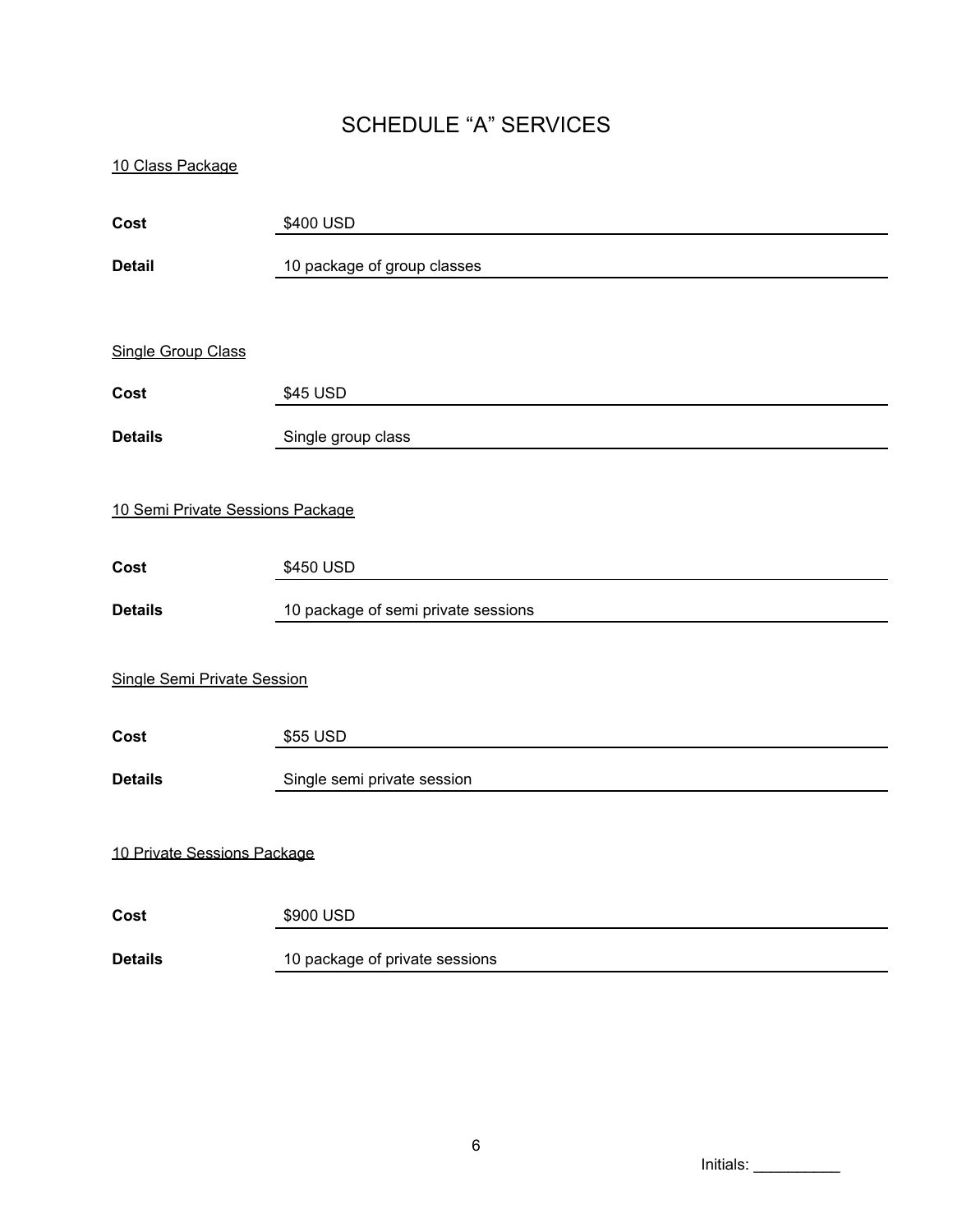# SCHEDULE "A" SERVICES

<u>10 Class Package</u>

**Cost** $400 USD

**Detail** 10 package of group classes

<u>Single Group Class</u>

**Cost** $45 USD

**Details** Single group class

<u>10 Semi Private Sessions Package</u>

**Cost** $450 USD

**Details** 10 package of semi private sessions

<u>Single Semi Private Session</u>

**Cost** $55 USD

**Details** Single semi private session

<u>10 Private Sessions Package</u>

**Cost** $900 USD

**Details** 10 package of private sessions

Initials: __________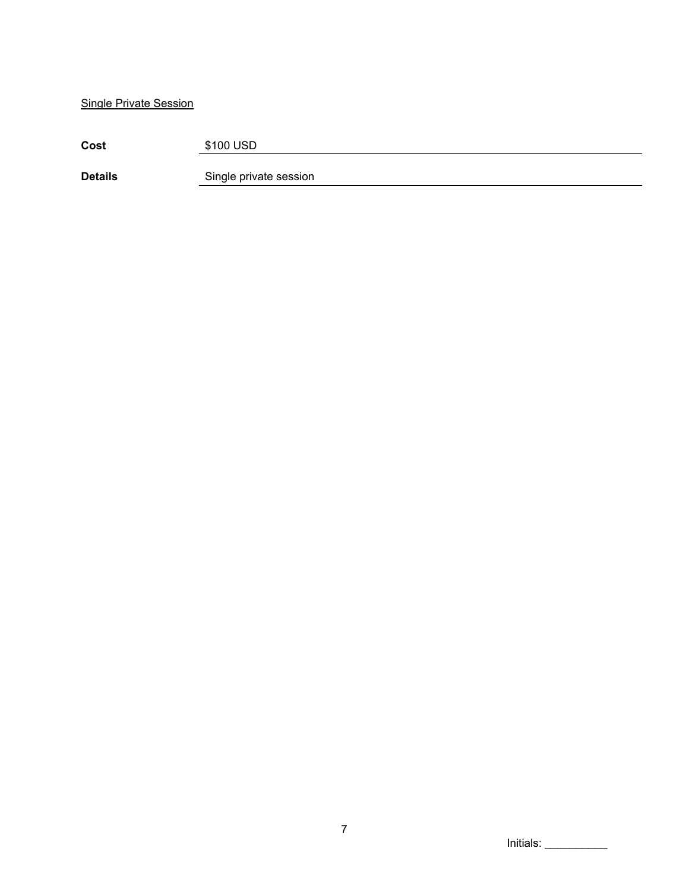Single Private Session

| | |
|---|---|
| **Cost** | $100 USD |
| **Details** | Single private session |

Initials: __________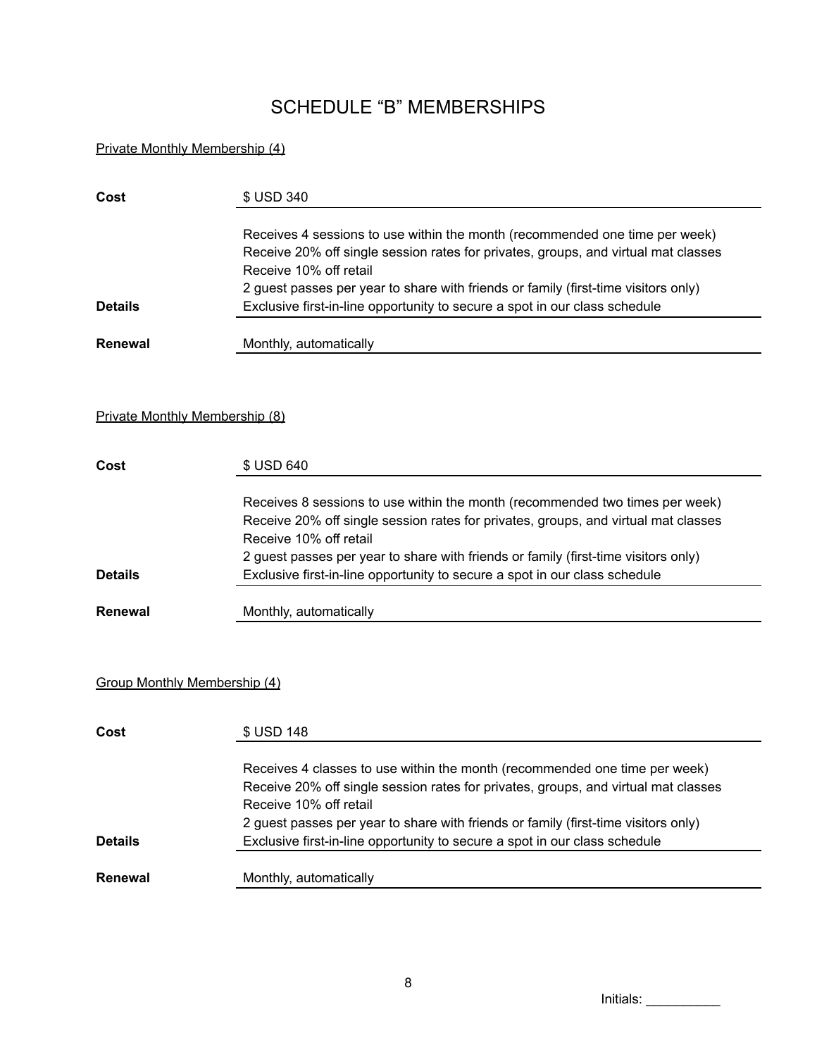# SCHEDULE "B" MEMBERSHIPS

<u>Private Monthly Membership (4)</u>

| | |
|---|---|
| **Cost** | $ USD 340 |
| **Details** | Receives 4 sessions to use within the month (recommended one time per week)<br>Receive 20% off single session rates for privates, groups, and virtual mat classes<br>Receive 10% off retail<br>2 guest passes per year to share with friends or family (first-time visitors only)<br>Exclusive first-in-line opportunity to secure a spot in our class schedule |
| **Renewal** | Monthly, automatically |

<u>Private Monthly Membership (8)</u>

| | |
|---|---|
| **Cost** | $ USD 640 |
| **Details** | Receives 8 sessions to use within the month (recommended two times per week)<br>Receive 20% off single session rates for privates, groups, and virtual mat classes<br>Receive 10% off retail<br>2 guest passes per year to share with friends or family (first-time visitors only)<br>Exclusive first-in-line opportunity to secure a spot in our class schedule |
| **Renewal** | Monthly, automatically |

<u>Group Monthly Membership (4)</u>

| | |
|---|---|
| **Cost** | $ USD 148 |
| **Details** | Receives 4 classes to use within the month (recommended one time per week)<br>Receive 20% off single session rates for privates, groups, and virtual mat classes<br>Receive 10% off retail<br>2 guest passes per year to share with friends or family (first-time visitors only)<br>Exclusive first-in-line opportunity to secure a spot in our class schedule |
| **Renewal** | Monthly, automatically |

Initials: __________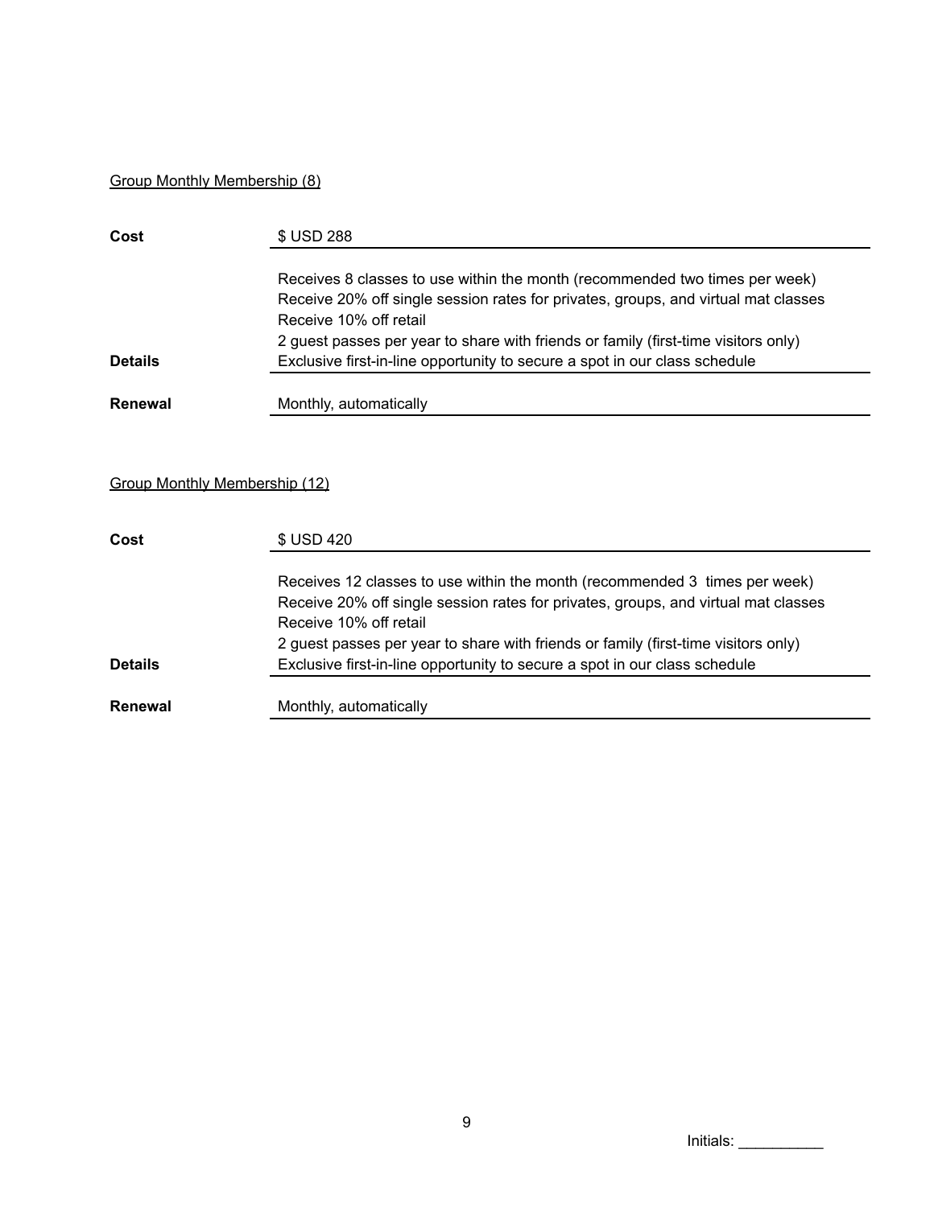<u>Group Monthly Membership (8)</u>

| | |
|---|---|
| **Cost** | $ USD 288 |
| **Details** | Receives 8 classes to use within the month (recommended two times per week)<br>Receive 20% off single session rates for privates, groups, and virtual mat classes<br>Receive 10% off retail<br>2 guest passes per year to share with friends or family (first-time visitors only)<br>Exclusive first-in-line opportunity to secure a spot in our class schedule |
| **Renewal** | Monthly, automatically |

<u>Group Monthly Membership (12)</u>

| | |
|---|---|
| **Cost** | $ USD 420 |
| **Details** | Receives 12 classes to use within the month (recommended 3 times per week)<br>Receive 20% off single session rates for privates, groups, and virtual mat classes<br>Receive 10% off retail<br>2 guest passes per year to share with friends or family (first-time visitors only)<br>Exclusive first-in-line opportunity to secure a spot in our class schedule |
| **Renewal** | Monthly, automatically |

Initials: __________